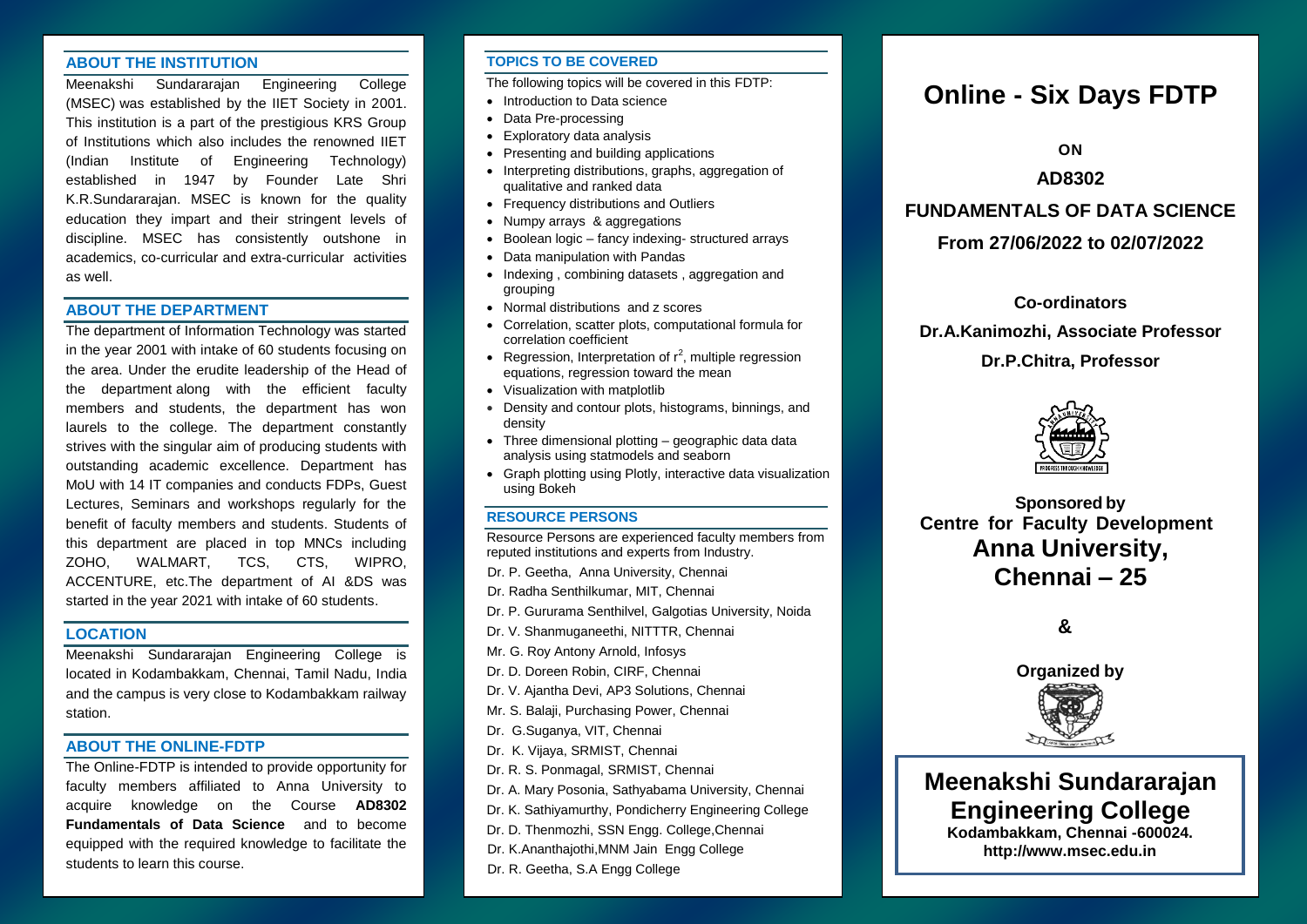## ABOUT THE INSTITUTION

Meenakshi Sundararajan Engineering College (MSEC) was established by the IIET Society in 2001. This institution is a part of the prestigious KRS Group of Institutions which also includes the renowned IIET (Indian Institute of Engineering Technology) established in 1947 by Founder Late Shri K.R.Sundararajan. MSEC is known for the quality education they impart and their stringent levels of discipline. MSEC has consistently outshone in academics, co-curricular and extra-curricular activities as well.

## ABOUT THE DEPARTMENT

The department of Information Technology was started in the year 2001 with intake of 60 students focusing on the area. Under the erudite leadership of the Head of the department along with the efficient faculty members and students, the department has won laurels to the college. The department constantly strives with the singular aim of producing students with outstanding academic excellence. Department has MoU with 14 IT companies and conducts FDPs, Guest Lectures, Seminars and workshops regularly for the benefit of faculty members and students. Students of this department are placed in top MNCs including ZOHO, WALMART, TCS, CTS, WIPRO, ACCENTURE, etc.The department of AI &DS was started in the year 2021 with intake of 60 students.

## LOCATION

Meenakshi Sundararajan Engineering College is located in Kodambakkam, Chennai, Tamil Nadu, India and the campus is very close to Kodambakkam railway station.

## ABOUT THE ONLINE-FDTP

The Online-FDTP is intended to provide opportunity for faculty members affiliated to Anna University to acquire knowledge on the Course **AD8302 Fundamentals of Data Science** and to become equipped with the required knowledge to facilitate the students to learn this course.

## TOPICS TO BE COVERED

The following topics will be covered in this FDTP:

- Introduction to Data science
- Data Pre-processing
- Exploratory data analysis
- Presenting and building applications
- Interpreting distributions, graphs, aggregation of qualitative and ranked data
- Frequency distributions and Outliers
- Numpy arrays & aggregations
- Boolean logic – fancy indexing- structured arrays
- Data manipulation with Pandas
- Indexing , combining datasets , aggregation and grouping
- Normal distributions and z scores
- Correlation, scatter plots, computational formula for correlation coefficient
- Regression, Interpretation of $r^2$, multiple regression equations, regression toward the mean
- Visualization with matplotlib
- Density and contour plots, histograms, binnings, and density
- Three dimensional plotting – geographic data data analysis using statmodels and seaborn
- Graph plotting using Plotly, interactive data visualization using Bokeh

## RESOURCE PERSONS

Resource Persons are experienced faculty members from reputed institutions and experts from Industry.

Dr. P. Geetha, Anna University, Chennai
Dr. Radha Senthilkumar, MIT, Chennai
Dr. P. Gururama Senthilvel, Galgotias University, Noida
Dr. V. Shanmuganeethi, NITTTR, Chennai
Mr. G. Roy Antony Arnold, Infosys
Dr. D. Doreen Robin, CIRF, Chennai
Dr. V. Ajantha Devi, AP3 Solutions, Chennai
Mr. S. Balaji, Purchasing Power, Chennai
Dr. G.Suganya, VIT, Chennai
Dr. K. Vijaya, SRMIST, Chennai
Dr. R. S. Ponmagal, SRMIST, Chennai
Dr. A. Mary Posonia, Sathyabama University, Chennai
Dr. K. Sathiyamurthy, Pondicherry Engineering College
Dr. D. Thenmozhi, SSN Engg. College,Chennai
Dr. K.Ananthajothi,MNM Jain Engg College
Dr. R. Geetha, S.A Engg College

# Online - Six Days FDTP

**ON**

**AD8302**

**FUNDAMENTALS OF DATA SCIENCE**

**From 27/06/2022 to 02/07/2022**

**Co-ordinators**

**Dr.A.Kanimozhi, Associate Professor**

**Dr.P.Chitra, Professor**

**Sponsored by**
**Centre for Faculty Development**
**Anna University,**
**Chennai – 25**

**&**

**Organized by**

## Meenakshi Sundararajan Engineering College

**Kodambakkam, Chennai -600024.**
**http://www.msec.edu.in**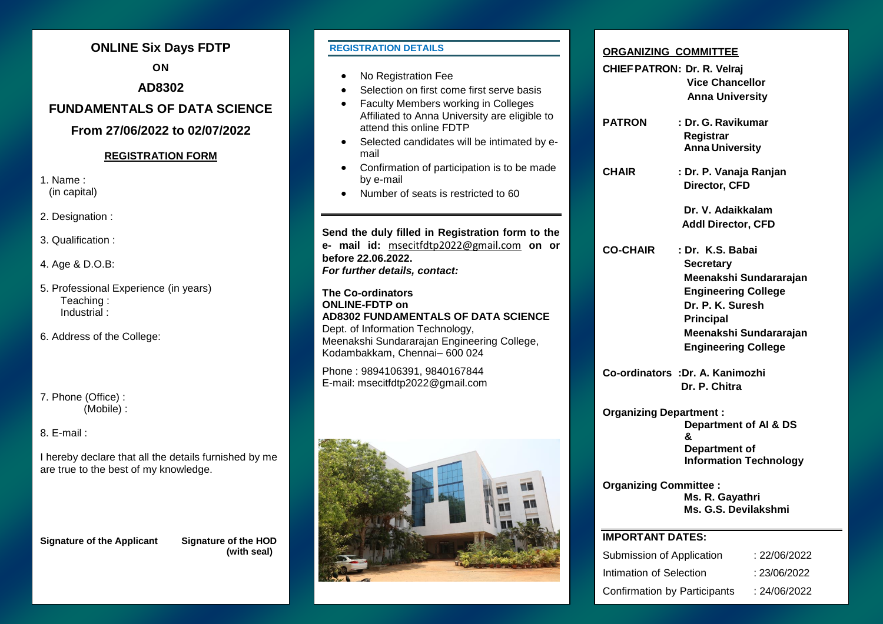# ONLINE Six Days FDTP

**ON**

## AD8302

## FUNDAMENTALS OF DATA SCIENCE

### From 27/06/2022 to 02/07/2022

**REGISTRATION FORM**

1. Name :
   (in capital)

2. Designation :

3. Qualification :

4. Age & D.O.B:

5. Professional Experience (in years)
   Teaching :
   Industrial :

6. Address of the College:

7. Phone (Office) :
   (Mobile) :

8. E-mail :

I hereby declare that all the details furnished by me are true to the best of my knowledge.

**Signature of the Applicant** | **Signature of the HOD (with seal)**

**REGISTRATION DETAILS**

- No Registration Fee
- Selection on first come first serve basis
- Faculty Members working in Colleges Affiliated to Anna University are eligible to attend this online FDTP
- Selected candidates will be intimated by e-mail
- Confirmation of participation is to be made by e-mail
- Number of seats is restricted to 60

**Send the duly filled in Registration form to the e- mail id:** msecitfdtp2022@gmail.com **on or before 22.06.2022.**

***For further details, contact:***

**The Co-ordinators**
**ONLINE-FDTP on**
**AD8302 FUNDAMENTALS OF DATA SCIENCE**
Dept. of Information Technology,
Meenakshi Sundararajan Engineering College,
Kodambakkam, Chennai– 600 024

Phone : 9894106391, 9840167844
E-mail: msecitfdtp2022@gmail.com

**ORGANIZING COMMITTEE**

**CHIEF PATRON: Dr. R. Velraj**
**Vice Chancellor**
**Anna University**

**PATRON : Dr. G. Ravikumar**
**Registrar**
**Anna University**

**CHAIR : Dr. P. Vanaja Ranjan**
**Director, CFD**

**Dr. V. Adaikkalam**
**Addl Director, CFD**

**CO-CHAIR : Dr. K.S. Babai**
**Secretary**
**Meenakshi Sundararajan Engineering College**
**Dr. P. K. Suresh**
**Principal**
**Meenakshi Sundararajan Engineering College**

**Co-ordinators :Dr. A. Kanimozhi**
**Dr. P. Chitra**

**Organizing Department :**
**Department of AI & DS**
**&**
**Department of Information Technology**

**Organizing Committee :**
**Ms. R. Gayathri**
**Ms. G.S. Devilakshmi**

**IMPORTANT DATES:**

| | |
|---|---|
| Submission of Application | : 22/06/2022 |
| Intimation of Selection | : 23/06/2022 |
| Confirmation by Participants | : 24/06/2022 |